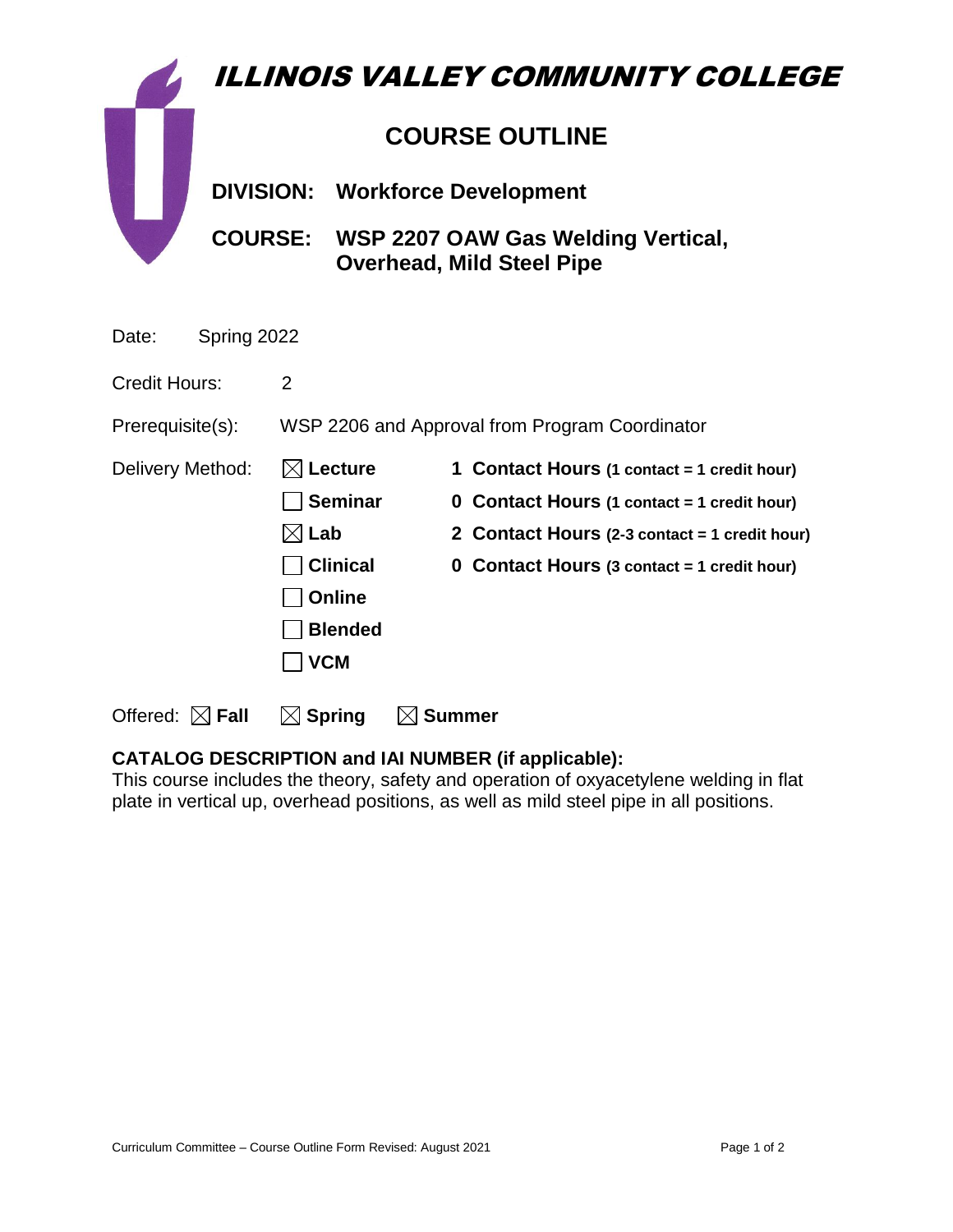# ILLINOIS VALLEY COMMUNITY COLLEGE

## COURSE OUTLINE

**DIVISION:** **Workforce Development**

**COURSE:** **WSP 2207 OAW Gas Welding Vertical, Overhead, Mild Steel Pipe**

Date: Spring 2022

Credit Hours: 2

Prerequisite(s): WSP 2206 and Approval from Program Coordinator

Delivery Method:

| | |
|---|---|
| ☒ **Lecture** | **1 Contact Hours (1 contact = 1 credit hour)** |
| ☐ **Seminar** | **0 Contact Hours (1 contact = 1 credit hour)** |
| ☒ **Lab** | **2 Contact Hours (2-3 contact = 1 credit hour)** |
| ☐ **Clinical** | **0 Contact Hours (3 contact = 1 credit hour)** |
| ☐ **Online** | |
| ☐ **Blended** | |
| ☐ **VCM** | |

Offered: ☒ **Fall** ☒ **Spring** ☒ **Summer**

**CATALOG DESCRIPTION and IAI NUMBER (if applicable):**

This course includes the theory, safety and operation of oxyacetylene welding in flat plate in vertical up, overhead positions, as well as mild steel pipe in all positions.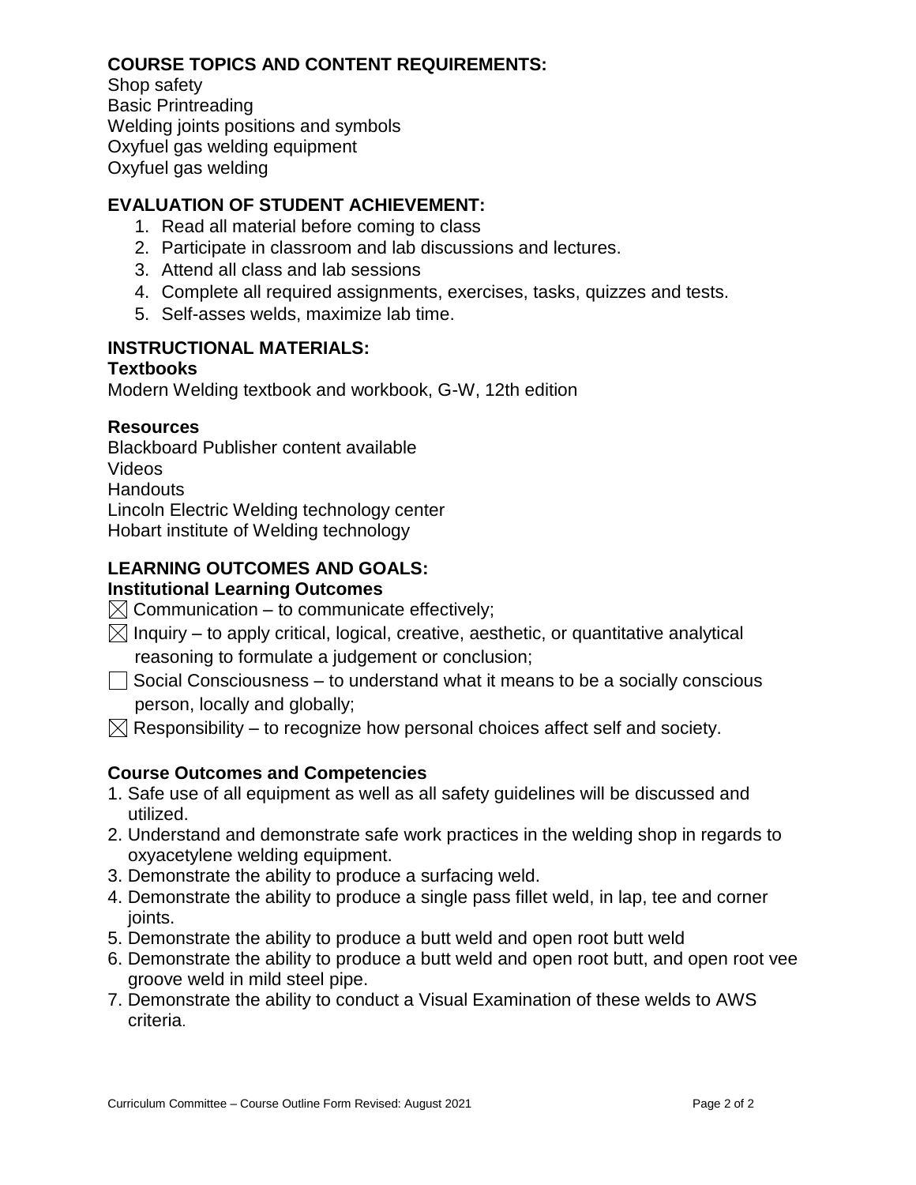## COURSE TOPICS AND CONTENT REQUIREMENTS:

Shop safety
Basic Printreading
Welding joints positions and symbols
Oxyfuel gas welding equipment
Oxyfuel gas welding

## EVALUATION OF STUDENT ACHIEVEMENT:

1. Read all material before coming to class
2. Participate in classroom and lab discussions and lectures.
3. Attend all class and lab sessions
4. Complete all required assignments, exercises, tasks, quizzes and tests.
5. Self-asses welds, maximize lab time.

## INSTRUCTIONAL MATERIALS:

### Textbooks

Modern Welding textbook and workbook, G-W, 12th edition

### Resources

Blackboard Publisher content available
Videos
Handouts
Lincoln Electric Welding technology center
Hobart institute of Welding technology

## LEARNING OUTCOMES AND GOALS:

### Institutional Learning Outcomes

☒ Communication – to communicate effectively;

☒ Inquiry – to apply critical, logical, creative, aesthetic, or quantitative analytical reasoning to formulate a judgement or conclusion;

☐ Social Consciousness – to understand what it means to be a socially conscious person, locally and globally;

☒ Responsibility – to recognize how personal choices affect self and society.

### Course Outcomes and Competencies

1. Safe use of all equipment as well as all safety guidelines will be discussed and utilized.
2. Understand and demonstrate safe work practices in the welding shop in regards to oxyacetylene welding equipment.
3. Demonstrate the ability to produce a surfacing weld.
4. Demonstrate the ability to produce a single pass fillet weld, in lap, tee and corner joints.
5. Demonstrate the ability to produce a butt weld and open root butt weld
6. Demonstrate the ability to produce a butt weld and open root butt, and open root vee groove weld in mild steel pipe.
7. Demonstrate the ability to conduct a Visual Examination of these welds to AWS criteria.